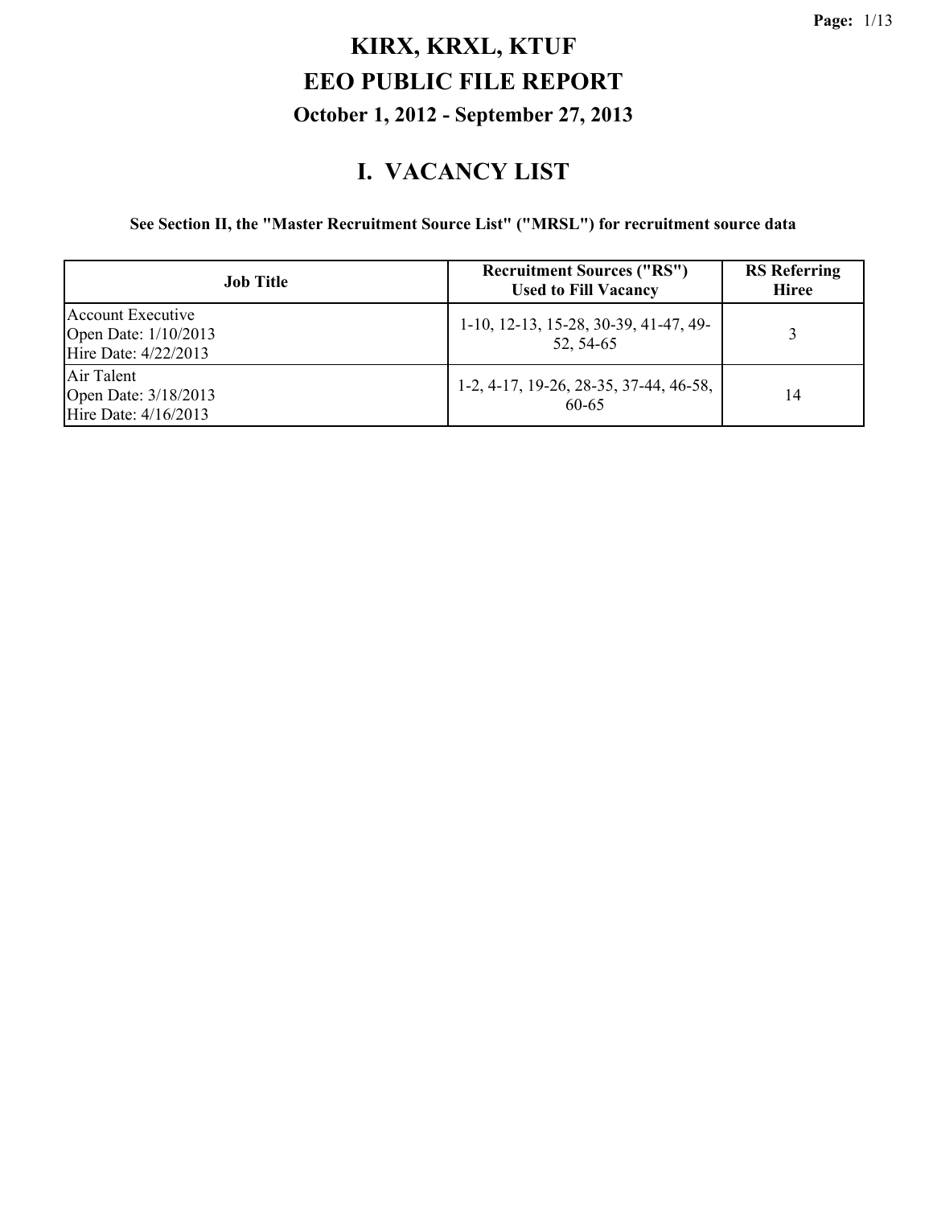# KIRX, KRXL, KTUF

# EEO PUBLIC FILE REPORT

### October 1, 2012 - September 27, 2013

## I. VACANCY LIST

**See Section II, the "Master Recruitment Source List" ("MRSL") for recruitment source data**

| Job Title | Recruitment Sources ("RS") Used to Fill Vacancy | RS Referring Hiree |
|---|---|---|
| Account Executive<br>Open Date: 1/10/2013<br>Hire Date: 4/22/2013 | 1-10, 12-13, 15-28, 30-39, 41-47, 49-52, 54-65 | 3 |
| Air Talent<br>Open Date: 3/18/2013<br>Hire Date: 4/16/2013 | 1-2, 4-17, 19-26, 28-35, 37-44, 46-58, 60-65 | 14 |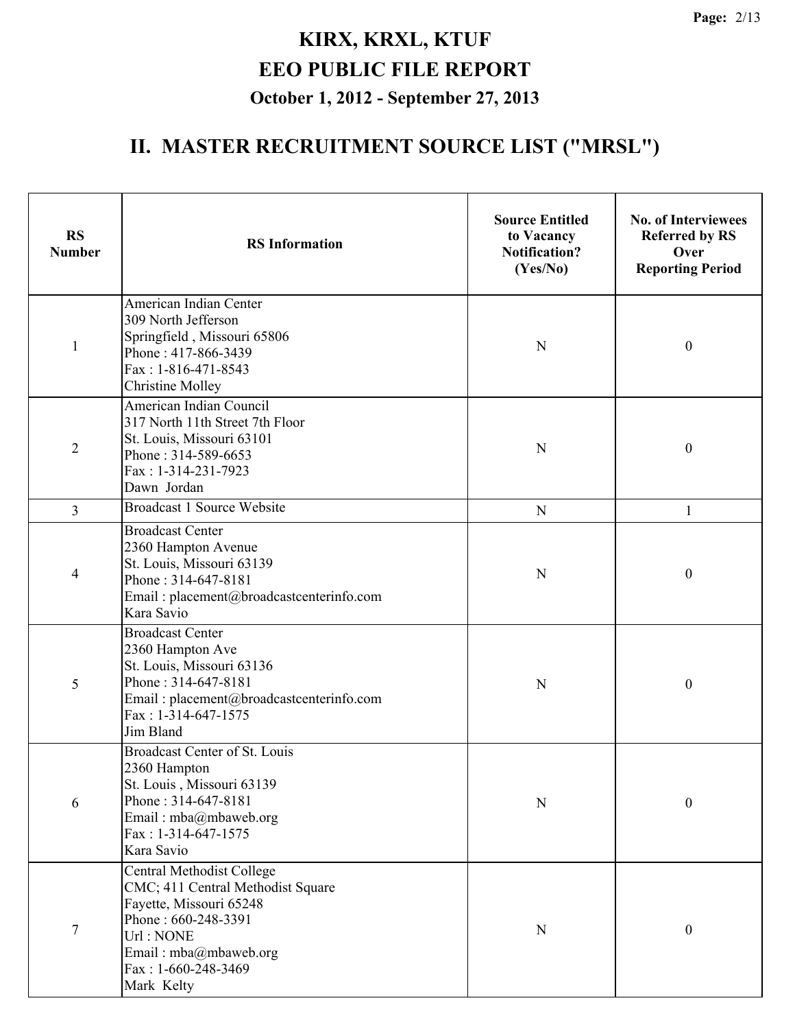# KIRX, KRXL, KTUF
# EEO PUBLIC FILE REPORT
### October 1, 2012 - September 27, 2013

## II. MASTER RECRUITMENT SOURCE LIST ("MRSL")

| RS Number | RS Information | Source Entitled to Vacancy Notification? (Yes/No) | No. of Interviewees Referred by RS Over Reporting Period |
|---|---|---|---|
| 1 | American Indian Center<br>309 North Jefferson<br>Springfield , Missouri 65806<br>Phone : 417-866-3439<br>Fax : 1-816-471-8543<br>Christine Molley | N | 0 |
| 2 | American Indian Council<br>317 North 11th Street 7th Floor<br>St. Louis, Missouri 63101<br>Phone : 314-589-6653<br>Fax : 1-314-231-7923<br>Dawn Jordan | N | 0 |
| 3 | Broadcast 1 Source Website | N | 1 |
| 4 | Broadcast Center<br>2360 Hampton Avenue<br>St. Louis, Missouri 63139<br>Phone : 314-647-8181<br>Email : placement@broadcastcenterinfo.com<br>Kara Savio | N | 0 |
| 5 | Broadcast Center<br>2360 Hampton Ave<br>St. Louis, Missouri 63136<br>Phone : 314-647-8181<br>Email : placement@broadcastcenterinfo.com<br>Fax : 1-314-647-1575<br>Jim Bland | N | 0 |
| 6 | Broadcast Center of St. Louis<br>2360 Hampton<br>St. Louis , Missouri 63139<br>Phone : 314-647-8181<br>Email : mba@mbaweb.org<br>Fax : 1-314-647-1575<br>Kara Savio | N | 0 |
| 7 | Central Methodist College<br>CMC; 411 Central Methodist Square<br>Fayette, Missouri 65248<br>Phone : 660-248-3391<br>Url : NONE<br>Email : mba@mbaweb.org<br>Fax : 1-660-248-3469<br>Mark Kelty | N | 0 |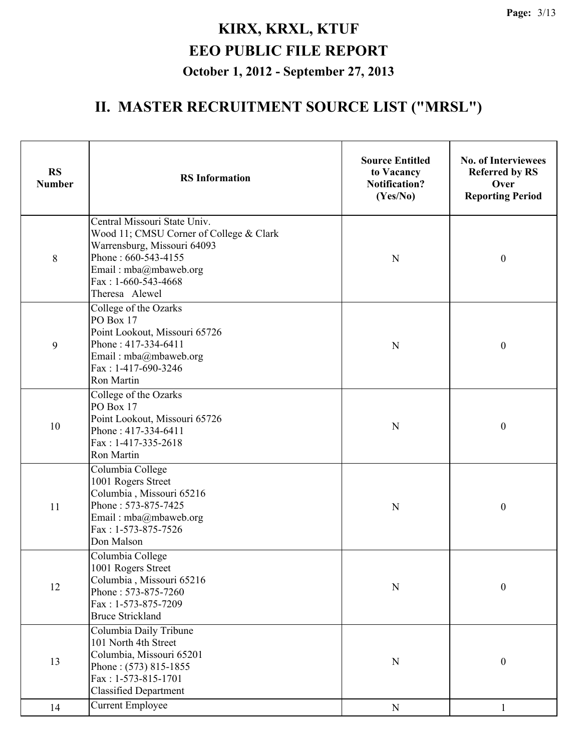# KIRX, KRXL, KTUF
# EEO PUBLIC FILE REPORT
### October 1, 2012 - September 27, 2013

## II. MASTER RECRUITMENT SOURCE LIST ("MRSL")

| RS Number | RS Information | Source Entitled to Vacancy Notification? (Yes/No) | No. of Interviewees Referred by RS Over Reporting Period |
|---|---|---|---|
| 8 | Central Missouri State Univ.<br>Wood 11; CMSU Corner of College & Clark<br>Warrensburg, Missouri 64093<br>Phone : 660-543-4155<br>Email : mba@mbaweb.org<br>Fax : 1-660-543-4668<br>Theresa Alewel | N | 0 |
| 9 | College of the Ozarks<br>PO Box 17<br>Point Lookout, Missouri 65726<br>Phone : 417-334-6411<br>Email : mba@mbaweb.org<br>Fax : 1-417-690-3246<br>Ron Martin | N | 0 |
| 10 | College of the Ozarks<br>PO Box 17<br>Point Lookout, Missouri 65726<br>Phone : 417-334-6411<br>Fax : 1-417-335-2618<br>Ron Martin | N | 0 |
| 11 | Columbia College<br>1001 Rogers Street<br>Columbia , Missouri 65216<br>Phone : 573-875-7425<br>Email : mba@mbaweb.org<br>Fax : 1-573-875-7526<br>Don Malson | N | 0 |
| 12 | Columbia College<br>1001 Rogers Street<br>Columbia , Missouri 65216<br>Phone : 573-875-7260<br>Fax : 1-573-875-7209<br>Bruce Strickland | N | 0 |
| 13 | Columbia Daily Tribune<br>101 North 4th Street<br>Columbia, Missouri 65201<br>Phone : (573) 815-1855<br>Fax : 1-573-815-1701<br>Classified Department | N | 0 |
| 14 | Current Employee | N | 1 |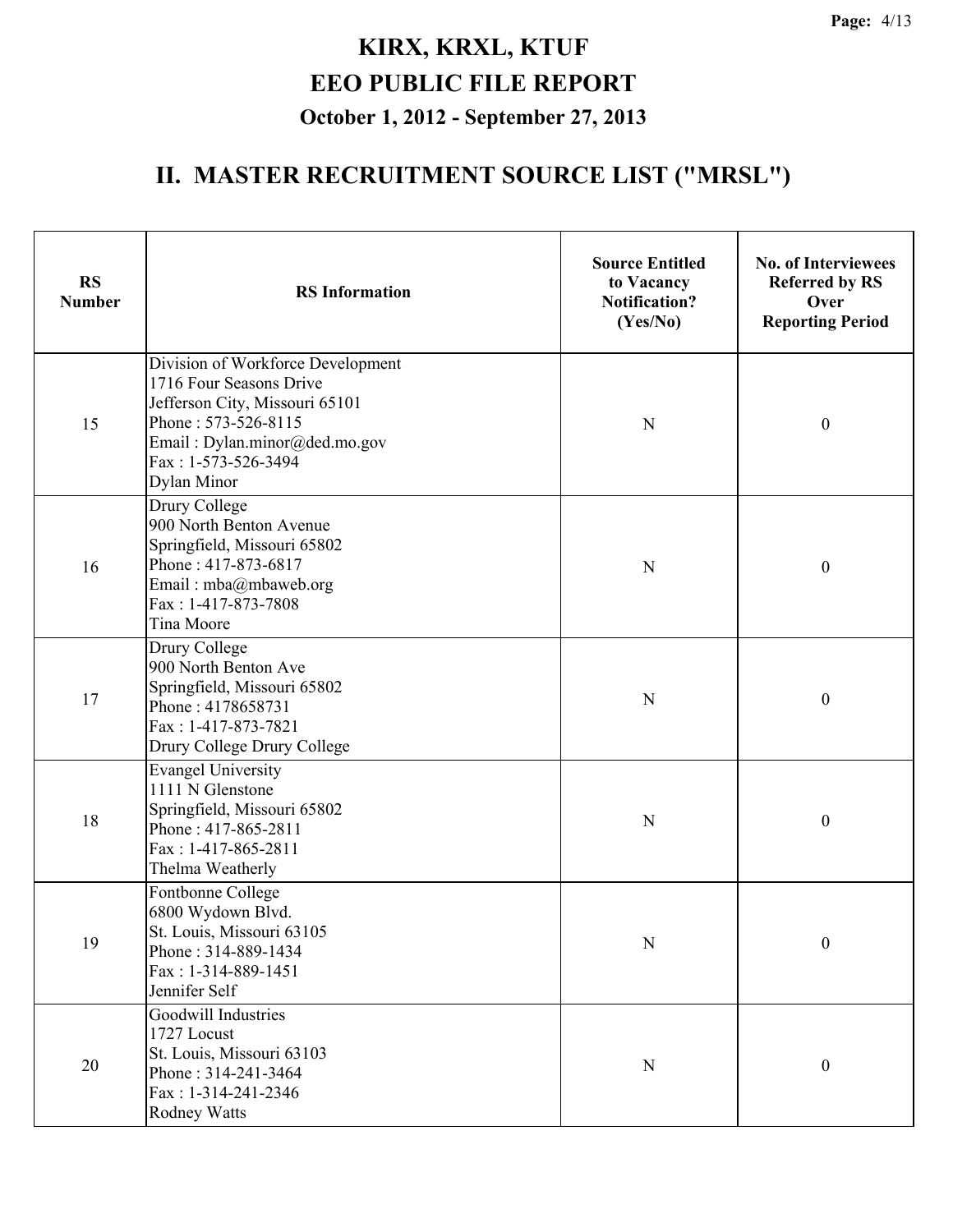# KIRX, KRXL, KTUF
# EEO PUBLIC FILE REPORT
### October 1, 2012 - September 27, 2013

## II. MASTER RECRUITMENT SOURCE LIST ("MRSL")

| RS Number | RS Information | Source Entitled to Vacancy Notification? (Yes/No) | No. of Interviewees Referred by RS Over Reporting Period |
|---|---|---|---|
| 15 | Division of Workforce Development<br>1716 Four Seasons Drive<br>Jefferson City, Missouri 65101<br>Phone : 573-526-8115<br>Email : Dylan.minor@ded.mo.gov<br>Fax : 1-573-526-3494<br>Dylan Minor | N | 0 |
| 16 | Drury College<br>900 North Benton Avenue<br>Springfield, Missouri 65802<br>Phone : 417-873-6817<br>Email : mba@mbaweb.org<br>Fax : 1-417-873-7808<br>Tina Moore | N | 0 |
| 17 | Drury College<br>900 North Benton Ave<br>Springfield, Missouri 65802<br>Phone : 4178658731<br>Fax : 1-417-873-7821<br>Drury College Drury College | N | 0 |
| 18 | Evangel University<br>1111 N Glenstone<br>Springfield, Missouri 65802<br>Phone : 417-865-2811<br>Fax : 1-417-865-2811<br>Thelma Weatherly | N | 0 |
| 19 | Fontbonne College<br>6800 Wydown Blvd.<br>St. Louis, Missouri 63105<br>Phone : 314-889-1434<br>Fax : 1-314-889-1451<br>Jennifer Self | N | 0 |
| 20 | Goodwill Industries<br>1727 Locust<br>St. Louis, Missouri 63103<br>Phone : 314-241-3464<br>Fax : 1-314-241-2346<br>Rodney Watts | N | 0 |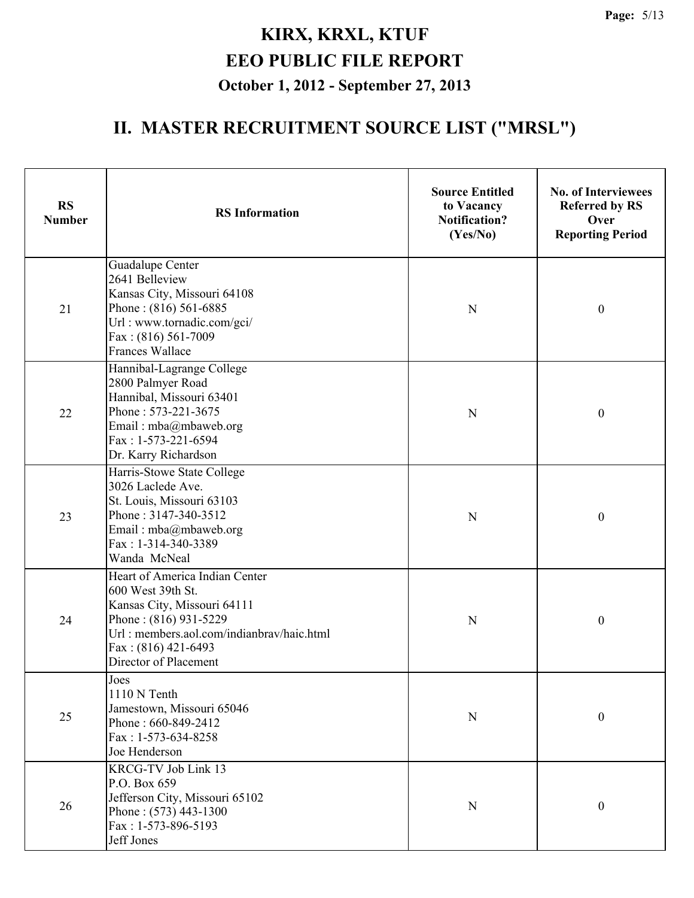# KIRX, KRXL, KTUF

# EEO PUBLIC FILE REPORT

## October 1, 2012 - September 27, 2013

## II. MASTER RECRUITMENT SOURCE LIST ("MRSL")

| RS Number | RS Information | Source Entitled to Vacancy Notification? (Yes/No) | No. of Interviewees Referred by RS Over Reporting Period |
|---|---|---|---|
| 21 | Guadalupe Center<br>2641 Belleview<br>Kansas City, Missouri 64108<br>Phone : (816) 561-6885<br>Url : www.tornadic.com/gci/<br>Fax : (816) 561-7009<br>Frances Wallace | N | 0 |
| 22 | Hannibal-Lagrange College<br>2800 Palmyer Road<br>Hannibal, Missouri 63401<br>Phone : 573-221-3675<br>Email : mba@mbaweb.org<br>Fax : 1-573-221-6594<br>Dr. Karry Richardson | N | 0 |
| 23 | Harris-Stowe State College<br>3026 Laclede Ave.<br>St. Louis, Missouri 63103<br>Phone : 3147-340-3512<br>Email : mba@mbaweb.org<br>Fax : 1-314-340-3389<br>Wanda McNeal | N | 0 |
| 24 | Heart of America Indian Center<br>600 West 39th St.<br>Kansas City, Missouri 64111<br>Phone : (816) 931-5229<br>Url : members.aol.com/indianbrav/haic.html<br>Fax : (816) 421-6493<br>Director of Placement | N | 0 |
| 25 | Joes<br>1110 N Tenth<br>Jamestown, Missouri 65046<br>Phone : 660-849-2412<br>Fax : 1-573-634-8258<br>Joe Henderson | N | 0 |
| 26 | KRCG-TV Job Link 13<br>P.O. Box 659<br>Jefferson City, Missouri 65102<br>Phone : (573) 443-1300<br>Fax : 1-573-896-5193<br>Jeff Jones | N | 0 |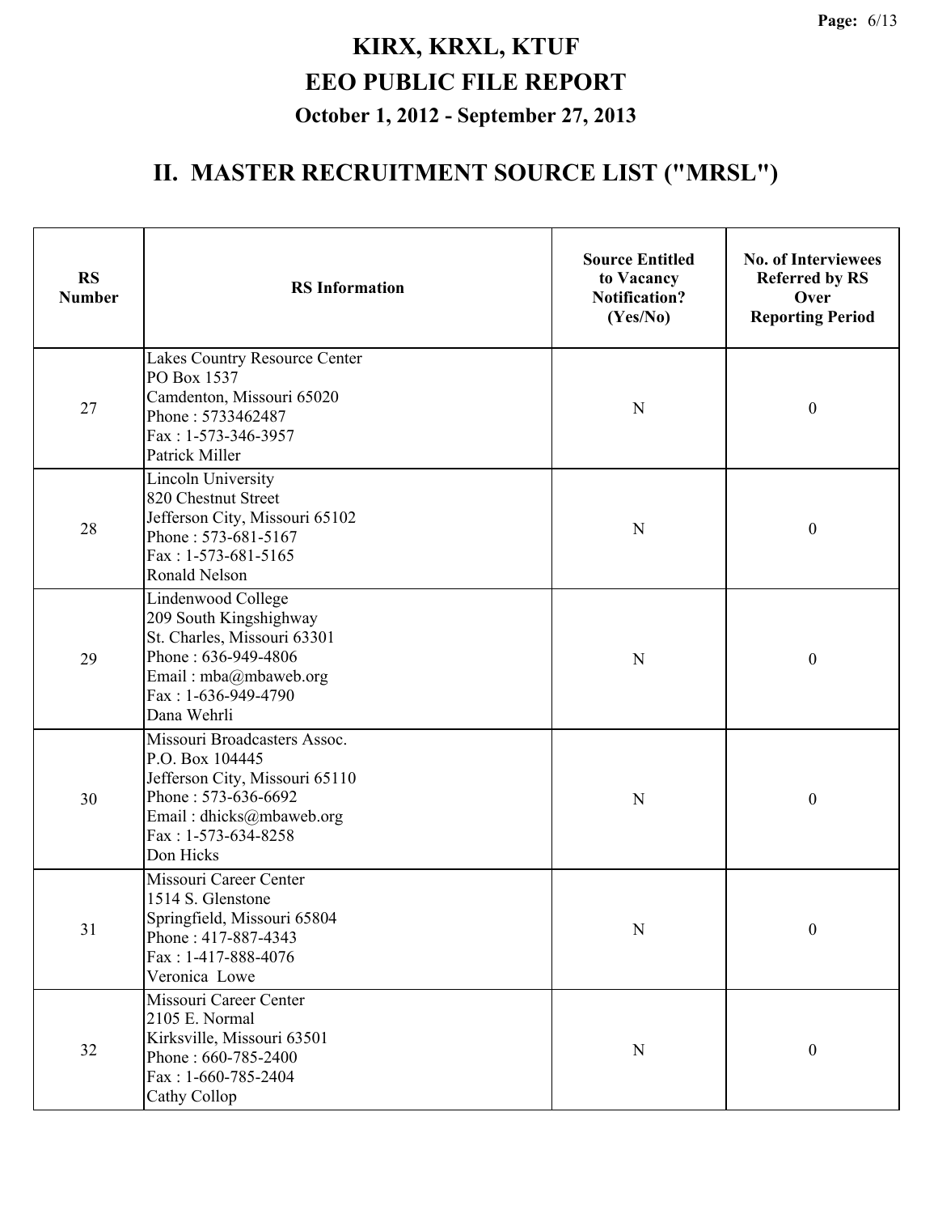# KIRX, KRXL, KTUF
# EEO PUBLIC FILE REPORT
### October 1, 2012 - September 27, 2013

## II. MASTER RECRUITMENT SOURCE LIST ("MRSL")

| RS Number | RS Information | Source Entitled to Vacancy Notification? (Yes/No) | No. of Interviewees Referred by RS Over Reporting Period |
|---|---|---|---|
| 27 | Lakes Country Resource Center<br>PO Box 1537<br>Camdenton, Missouri 65020<br>Phone : 5733462487<br>Fax : 1-573-346-3957<br>Patrick Miller | N | 0 |
| 28 | Lincoln University<br>820 Chestnut Street<br>Jefferson City, Missouri 65102<br>Phone : 573-681-5167<br>Fax : 1-573-681-5165<br>Ronald Nelson | N | 0 |
| 29 | Lindenwood College<br>209 South Kingshighway<br>St. Charles, Missouri 63301<br>Phone : 636-949-4806<br>Email : mba@mbaweb.org<br>Fax : 1-636-949-4790<br>Dana Wehrli | N | 0 |
| 30 | Missouri Broadcasters Assoc.<br>P.O. Box 104445<br>Jefferson City, Missouri 65110<br>Phone : 573-636-6692<br>Email : dhicks@mbaweb.org<br>Fax : 1-573-634-8258<br>Don Hicks | N | 0 |
| 31 | Missouri Career Center<br>1514 S. Glenstone<br>Springfield, Missouri 65804<br>Phone : 417-887-4343<br>Fax : 1-417-888-4076<br>Veronica Lowe | N | 0 |
| 32 | Missouri Career Center<br>2105 E. Normal<br>Kirksville, Missouri 63501<br>Phone : 660-785-2400<br>Fax : 1-660-785-2404<br>Cathy Collop | N | 0 |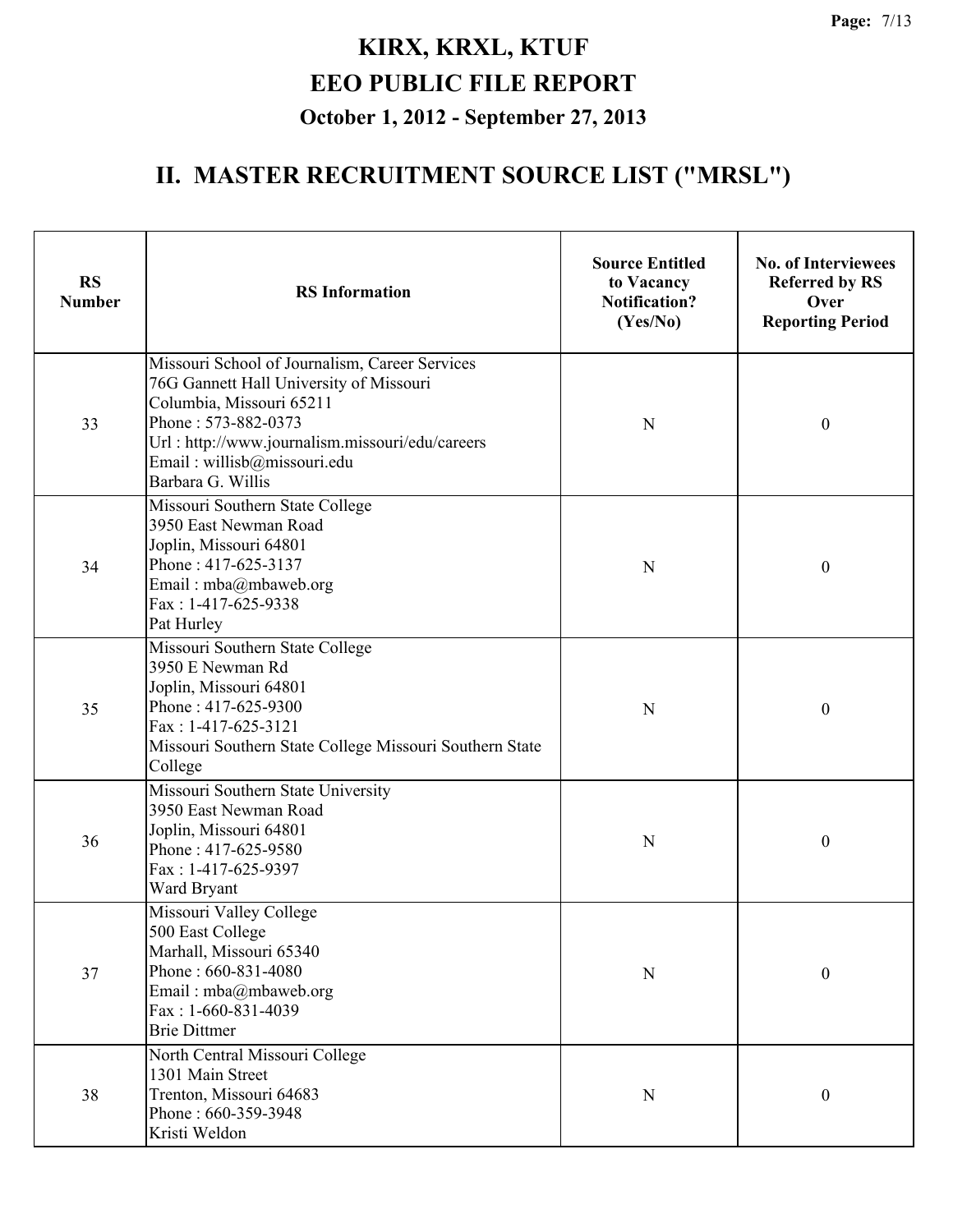# KIRX, KRXL, KTUF
# EEO PUBLIC FILE REPORT
## October 1, 2012 - September 27, 2013

## II. MASTER RECRUITMENT SOURCE LIST ("MRSL")

| RS Number | RS Information | Source Entitled to Vacancy Notification? (Yes/No) | No. of Interviewees Referred by RS Over Reporting Period |
|---|---|---|---|
| 33 | Missouri School of Journalism, Career Services<br>76G Gannett Hall University of Missouri<br>Columbia, Missouri 65211<br>Phone : 573-882-0373<br>Url : http://www.journalism.missouri/edu/careers<br>Email : willisb@missouri.edu<br>Barbara G. Willis | N | 0 |
| 34 | Missouri Southern State College<br>3950 East Newman Road<br>Joplin, Missouri 64801<br>Phone : 417-625-3137<br>Email : mba@mbaweb.org<br>Fax : 1-417-625-9338<br>Pat Hurley | N | 0 |
| 35 | Missouri Southern State College<br>3950 E Newman Rd<br>Joplin, Missouri 64801<br>Phone : 417-625-9300<br>Fax : 1-417-625-3121<br>Missouri Southern State College Missouri Southern State College | N | 0 |
| 36 | Missouri Southern State University<br>3950 East Newman Road<br>Joplin, Missouri 64801<br>Phone : 417-625-9580<br>Fax : 1-417-625-9397<br>Ward Bryant | N | 0 |
| 37 | Missouri Valley College<br>500 East College<br>Marhall, Missouri 65340<br>Phone : 660-831-4080<br>Email : mba@mbaweb.org<br>Fax : 1-660-831-4039<br>Brie Dittmer | N | 0 |
| 38 | North Central Missouri College<br>1301 Main Street<br>Trenton, Missouri 64683<br>Phone : 660-359-3948<br>Kristi Weldon | N | 0 |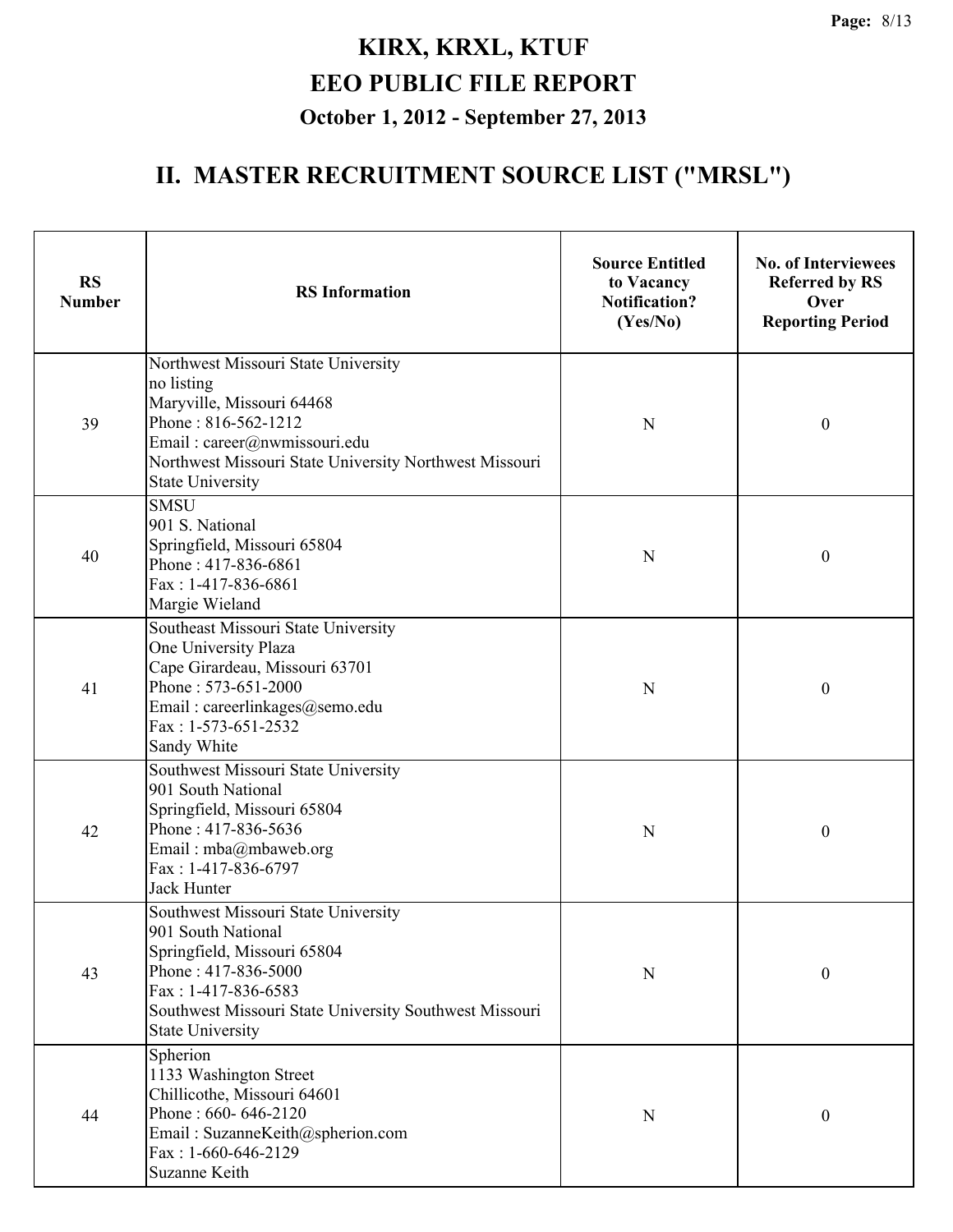# KIRX, KRXL, KTUF
# EEO PUBLIC FILE REPORT
## October 1, 2012 - September 27, 2013

## II. MASTER RECRUITMENT SOURCE LIST ("MRSL")

| RS Number | RS Information | Source Entitled to Vacancy Notification? (Yes/No) | No. of Interviewees Referred by RS Over Reporting Period |
|---|---|---|---|
| 39 | Northwest Missouri State University<br>no listing<br>Maryville, Missouri 64468<br>Phone : 816-562-1212<br>Email : career@nwmissouri.edu<br>Northwest Missouri State University Northwest Missouri State University | N | 0 |
| 40 | SMSU<br>901 S. National<br>Springfield, Missouri 65804<br>Phone : 417-836-6861<br>Fax : 1-417-836-6861<br>Margie Wieland | N | 0 |
| 41 | Southeast Missouri State University<br>One University Plaza<br>Cape Girardeau, Missouri 63701<br>Phone : 573-651-2000<br>Email : careerlinkages@semo.edu<br>Fax : 1-573-651-2532<br>Sandy White | N | 0 |
| 42 | Southwest Missouri State University<br>901 South National<br>Springfield, Missouri 65804<br>Phone : 417-836-5636<br>Email : mba@mbaweb.org<br>Fax : 1-417-836-6797<br>Jack Hunter | N | 0 |
| 43 | Southwest Missouri State University<br>901 South National<br>Springfield, Missouri 65804<br>Phone : 417-836-5000<br>Fax : 1-417-836-6583<br>Southwest Missouri State University Southwest Missouri State University | N | 0 |
| 44 | Spherion<br>1133 Washington Street<br>Chillicothe, Missouri 64601<br>Phone : 660- 646-2120<br>Email : SuzanneKeith@spherion.com<br>Fax : 1-660-646-2129<br>Suzanne Keith | N | 0 |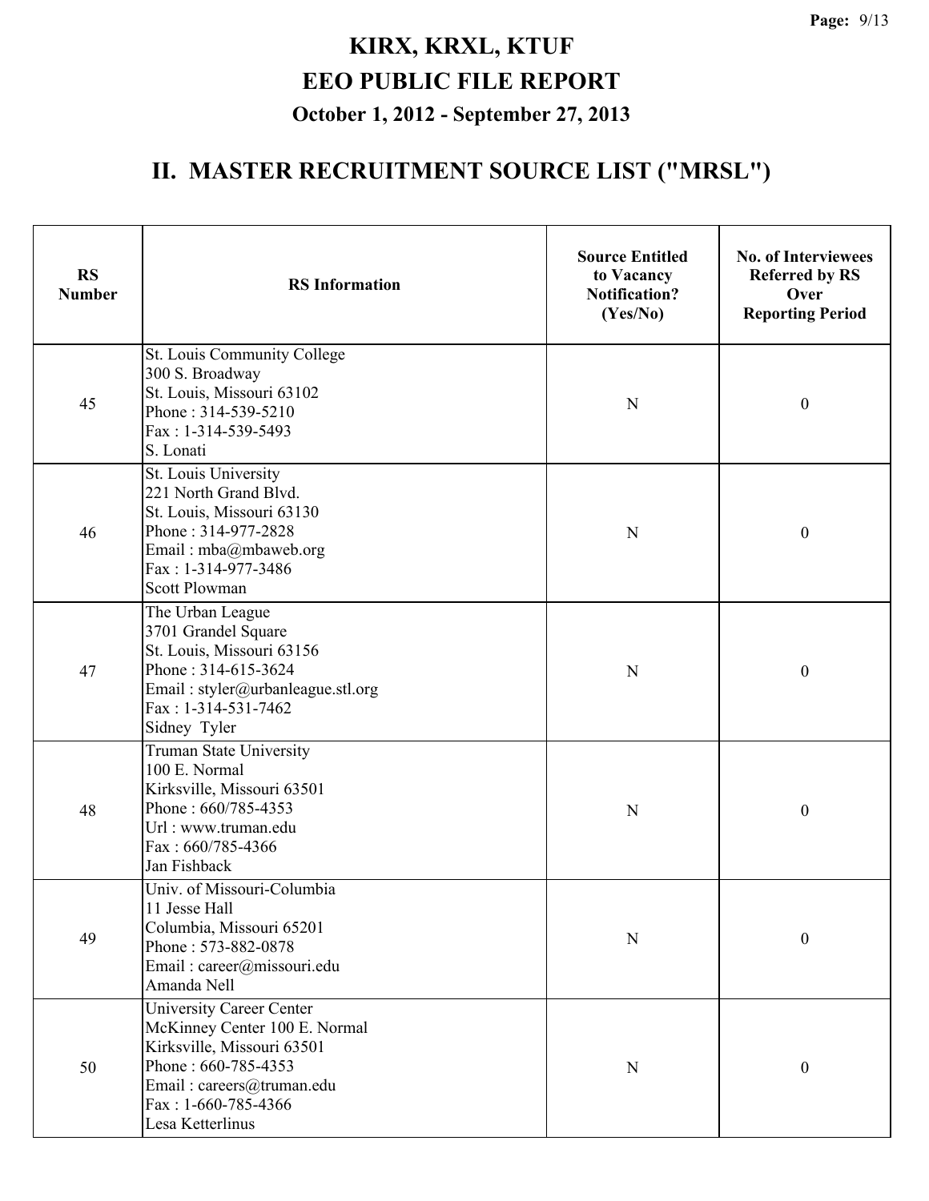# KIRX, KRXL, KTUF
# EEO PUBLIC FILE REPORT
### October 1, 2012 - September 27, 2013

## II. MASTER RECRUITMENT SOURCE LIST ("MRSL")

| RS Number | RS Information | Source Entitled to Vacancy Notification? (Yes/No) | No. of Interviewees Referred by RS Over Reporting Period |
|---|---|---|---|
| 45 | St. Louis Community College<br>300 S. Broadway<br>St. Louis, Missouri 63102<br>Phone : 314-539-5210<br>Fax : 1-314-539-5493<br>S. Lonati | N | 0 |
| 46 | St. Louis University<br>221 North Grand Blvd.<br>St. Louis, Missouri 63130<br>Phone : 314-977-2828<br>Email : mba@mbaweb.org<br>Fax : 1-314-977-3486<br>Scott Plowman | N | 0 |
| 47 | The Urban League<br>3701 Grandel Square<br>St. Louis, Missouri 63156<br>Phone : 314-615-3624<br>Email : styler@urbanleague.stl.org<br>Fax : 1-314-531-7462<br>Sidney Tyler | N | 0 |
| 48 | Truman State University<br>100 E. Normal<br>Kirksville, Missouri 63501<br>Phone : 660/785-4353<br>Url : www.truman.edu<br>Fax : 660/785-4366<br>Jan Fishback | N | 0 |
| 49 | Univ. of Missouri-Columbia<br>11 Jesse Hall<br>Columbia, Missouri 65201<br>Phone : 573-882-0878<br>Email : career@missouri.edu<br>Amanda Nell | N | 0 |
| 50 | University Career Center<br>McKinney Center 100 E. Normal<br>Kirksville, Missouri 63501<br>Phone : 660-785-4353<br>Email : careers@truman.edu<br>Fax : 1-660-785-4366<br>Lesa Ketterlinus | N | 0 |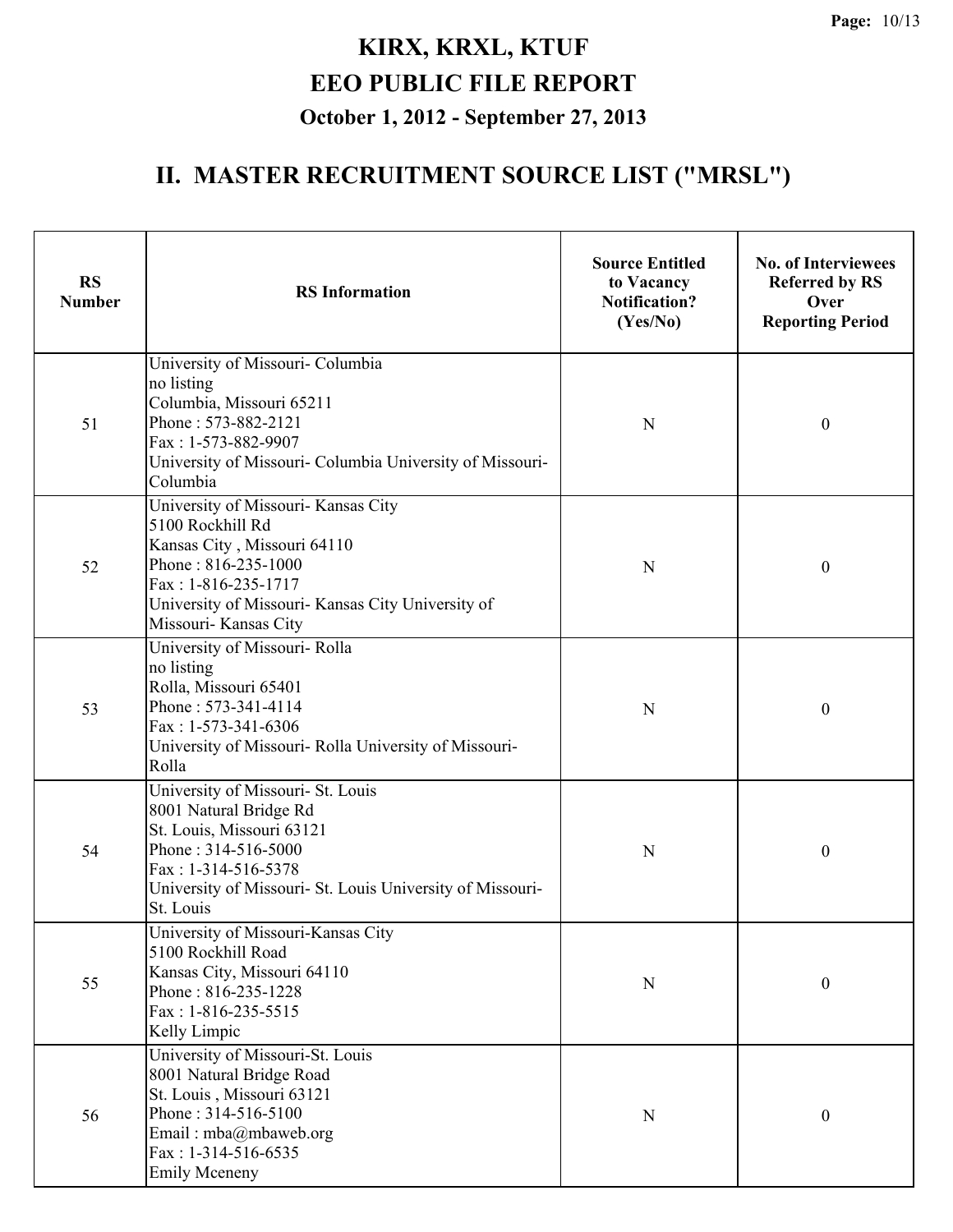# KIRX, KRXL, KTUF
# EEO PUBLIC FILE REPORT
### October 1, 2012 - September 27, 2013

## II. MASTER RECRUITMENT SOURCE LIST ("MRSL")

| RS Number | RS Information | Source Entitled to Vacancy Notification? (Yes/No) | No. of Interviewees Referred by RS Over Reporting Period |
|---|---|---|---|
| 51 | University of Missouri- Columbia<br>no listing<br>Columbia, Missouri 65211<br>Phone : 573-882-2121<br>Fax : 1-573-882-9907<br>University of Missouri- Columbia University of Missouri- Columbia | N | 0 |
| 52 | University of Missouri- Kansas City<br>5100 Rockhill Rd<br>Kansas City , Missouri 64110<br>Phone : 816-235-1000<br>Fax : 1-816-235-1717<br>University of Missouri- Kansas City University of Missouri- Kansas City | N | 0 |
| 53 | University of Missouri- Rolla<br>no listing<br>Rolla, Missouri 65401<br>Phone : 573-341-4114<br>Fax : 1-573-341-6306<br>University of Missouri- Rolla University of Missouri- Rolla | N | 0 |
| 54 | University of Missouri- St. Louis<br>8001 Natural Bridge Rd<br>St. Louis, Missouri 63121<br>Phone : 314-516-5000<br>Fax : 1-314-516-5378<br>University of Missouri- St. Louis University of Missouri- St. Louis | N | 0 |
| 55 | University of Missouri-Kansas City<br>5100 Rockhill Road<br>Kansas City, Missouri 64110<br>Phone : 816-235-1228<br>Fax : 1-816-235-5515<br>Kelly Limpic | N | 0 |
| 56 | University of Missouri-St. Louis<br>8001 Natural Bridge Road<br>St. Louis , Missouri 63121<br>Phone : 314-516-5100<br>Email : mba@mbaweb.org<br>Fax : 1-314-516-6535<br>Emily Mceneny | N | 0 |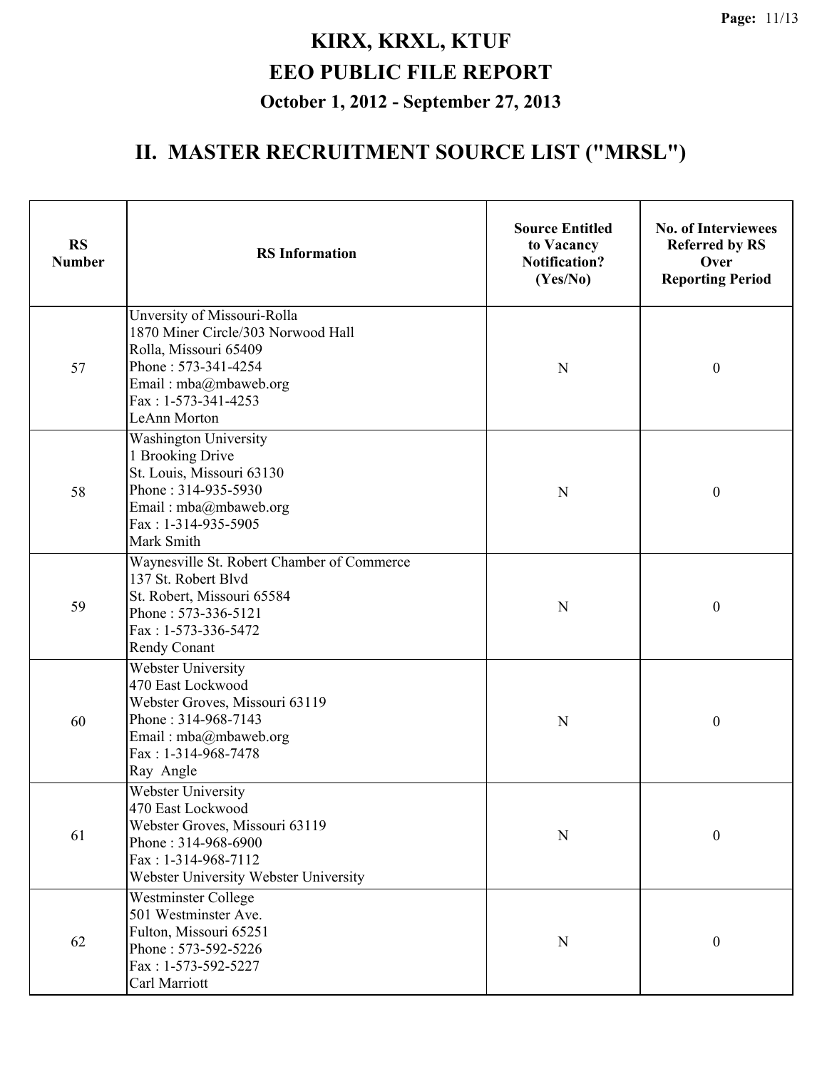# KIRX, KRXL, KTUF
# EEO PUBLIC FILE REPORT
## October 1, 2012 - September 27, 2013

## II. MASTER RECRUITMENT SOURCE LIST ("MRSL")

| RS Number | RS Information | Source Entitled to Vacancy Notification? (Yes/No) | No. of Interviewees Referred by RS Over Reporting Period |
|---|---|---|---|
| 57 | Unversity of Missouri-Rolla<br>1870 Miner Circle/303 Norwood Hall<br>Rolla, Missouri 65409<br>Phone : 573-341-4254<br>Email : mba@mbaweb.org<br>Fax : 1-573-341-4253<br>LeAnn Morton | N | 0 |
| 58 | Washington University<br>1 Brooking Drive<br>St. Louis, Missouri 63130<br>Phone : 314-935-5930<br>Email : mba@mbaweb.org<br>Fax : 1-314-935-5905<br>Mark Smith | N | 0 |
| 59 | Waynesville St. Robert Chamber of Commerce<br>137 St. Robert Blvd<br>St. Robert, Missouri 65584<br>Phone : 573-336-5121<br>Fax : 1-573-336-5472<br>Rendy Conant | N | 0 |
| 60 | Webster University<br>470 East Lockwood<br>Webster Groves, Missouri 63119<br>Phone : 314-968-7143<br>Email : mba@mbaweb.org<br>Fax : 1-314-968-7478<br>Ray Angle | N | 0 |
| 61 | Webster University<br>470 East Lockwood<br>Webster Groves, Missouri 63119<br>Phone : 314-968-6900<br>Fax : 1-314-968-7112<br>Webster University Webster University | N | 0 |
| 62 | Westminster College<br>501 Westminster Ave.<br>Fulton, Missouri 65251<br>Phone : 573-592-5226<br>Fax : 1-573-592-5227<br>Carl Marriott | N | 0 |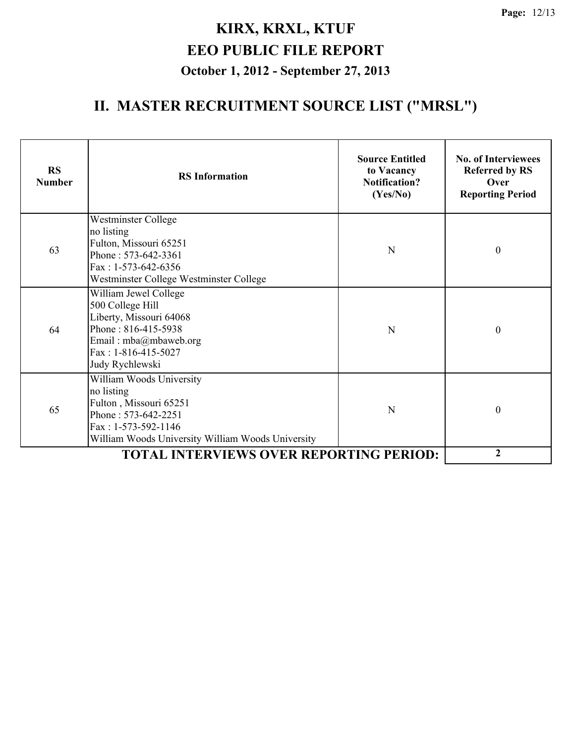# KIRX, KRXL, KTUF
# EEO PUBLIC FILE REPORT
### October 1, 2012 - September 27, 2013

## II. MASTER RECRUITMENT SOURCE LIST ("MRSL")

| RS Number | RS Information | Source Entitled to Vacancy Notification? (Yes/No) | No. of Interviewees Referred by RS Over Reporting Period |
|---|---|---|---|
| 63 | Westminster College<br>no listing<br>Fulton, Missouri 65251<br>Phone : 573-642-3361<br>Fax : 1-573-642-6356<br>Westminster College Westminster College | N | 0 |
| 64 | William Jewel College<br>500 College Hill<br>Liberty, Missouri 64068<br>Phone : 816-415-5938<br>Email : mba@mbaweb.org<br>Fax : 1-816-415-5027<br>Judy Rychlewski | N | 0 |
| 65 | William Woods University<br>no listing<br>Fulton , Missouri 65251<br>Phone : 573-642-2251<br>Fax : 1-573-592-1146<br>William Woods University William Woods University | N | 0 |
| | **TOTAL INTERVIEWS OVER REPORTING PERIOD:** | | **2** |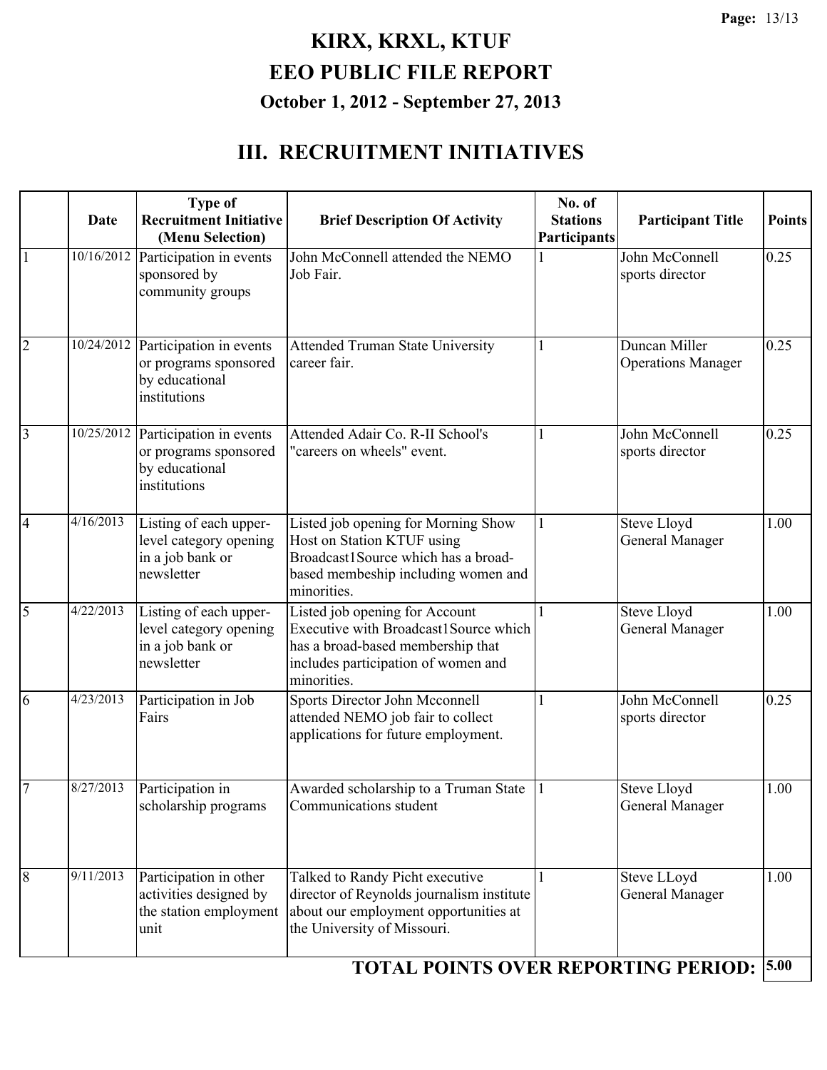# KIRX, KRXL, KTUF

# EEO PUBLIC FILE REPORT

### October 1, 2012 - September 27, 2013

## III. RECRUITMENT INITIATIVES

| | Date | Type of Recruitment Initiative (Menu Selection) | Brief Description Of Activity | No. of Stations Participants | Participant Title | Points |
|---|---|---|---|---|---|---|
| 1 | 10/16/2012 | Participation in events sponsored by community groups | John McConnell attended the NEMO Job Fair. | 1 | John McConnell sports director | 0.25 |
| 2 | 10/24/2012 | Participation in events or programs sponsored by educational institutions | Attended Truman State University career fair. | 1 | Duncan Miller Operations Manager | 0.25 |
| 3 | 10/25/2012 | Participation in events or programs sponsored by educational institutions | Attended Adair Co. R-II School's "careers on wheels" event. | 1 | John McConnell sports director | 0.25 |
| 4 | 4/16/2013 | Listing of each upper-level category opening in a job bank or newsletter | Listed job opening for Morning Show Host on Station KTUF using Broadcast1Source which has a broad-based membeship including women and minorities. | 1 | Steve Lloyd General Manager | 1.00 |
| 5 | 4/22/2013 | Listing of each upper-level category opening in a job bank or newsletter | Listed job opening for Account Executive with Broadcast1Source which has a broad-based membership that includes participation of women and minorities. | 1 | Steve Lloyd General Manager | 1.00 |
| 6 | 4/23/2013 | Participation in Job Fairs | Sports Director John Mcconnell attended NEMO job fair to collect applications for future employment. | 1 | John McConnell sports director | 0.25 |
| 7 | 8/27/2013 | Participation in scholarship programs | Awarded scholarship to a Truman State Communications student | 1 | Steve Lloyd General Manager | 1.00 |
| 8 | 9/11/2013 | Participation in other activities designed by the station employment unit | Talked to Randy Picht executive director of Reynolds journalism institute about our employment opportunities at the University of Missouri. | 1 | Steve LLoyd General Manager | 1.00 |

**TOTAL POINTS OVER REPORTING PERIOD: 5.00**